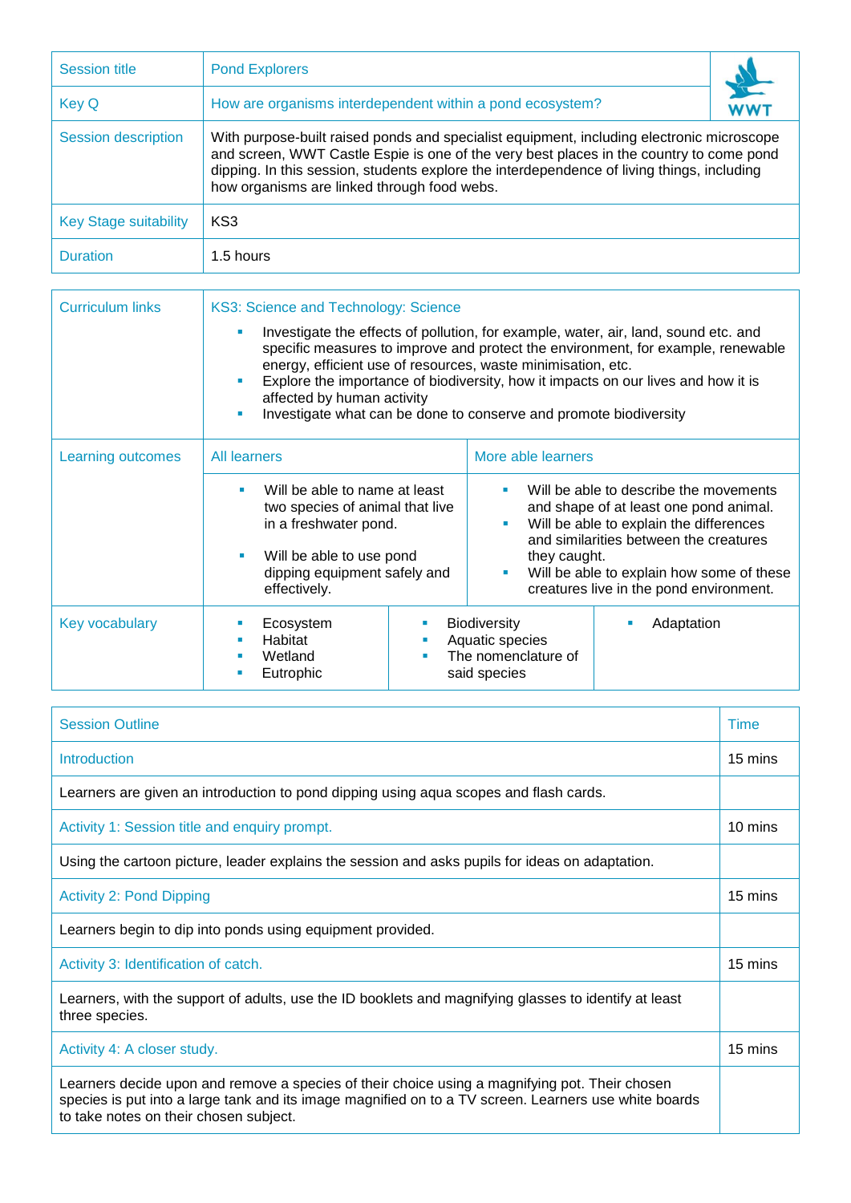| Session title | Pond Explorers |
|---|---|
| Key Q | How are organisms interdependent within a pond ecosystem? |
| Session description | With purpose-built raised ponds and specialist equipment, including electronic microscope and screen, WWT Castle Espie is one of the very best places in the country to come pond dipping. In this session, students explore the interdependence of living things, including how organisms are linked through food webs. |
| Key Stage suitability | KS3 |
| Duration | 1.5 hours |

| Curriculum links | KS3: Science and Technology: Science<br>• Investigate the effects of pollution, for example, water, air, land, sound etc. and specific measures to improve and protect the environment, for example, renewable energy, efficient use of resources, waste minimisation, etc.<br>• Explore the importance of biodiversity, how it impacts on our lives and how it is affected by human activity<br>• Investigate what can be done to conserve and promote biodiversity | |
|---|---|---|
| Learning outcomes | All learners | More able learners |
| | • Will be able to name at least two species of animal that live in a freshwater pond.<br>• Will be able to use pond dipping equipment safely and effectively. | • Will be able to describe the movements and shape of at least one pond animal.<br>• Will be able to explain the differences and similarities between the creatures they caught.<br>• Will be able to explain how some of these creatures live in the pond environment. |
| Key vocabulary | • Ecosystem<br>• Habitat<br>• Wetland<br>• Eutrophic<br>• Biodiversity<br>• Aquatic species<br>• The nomenclature of said species | • Adaptation |

| Session Outline | Time |
|---|---|
| Introduction | 15 mins |
| Learners are given an introduction to pond dipping using aqua scopes and flash cards. | |
| Activity 1: Session title and enquiry prompt. | 10 mins |
| Using the cartoon picture, leader explains the session and asks pupils for ideas on adaptation. | |
| Activity 2: Pond Dipping | 15 mins |
| Learners begin to dip into ponds using equipment provided. | |
| Activity 3: Identification of catch. | 15 mins |
| Learners, with the support of adults, use the ID booklets and magnifying glasses to identify at least three species. | |
| Activity 4: A closer study. | 15 mins |
| Learners decide upon and remove a species of their choice using a magnifying pot. Their chosen species is put into a large tank and its image magnified on to a TV screen. Learners use white boards to take notes on their chosen subject. | |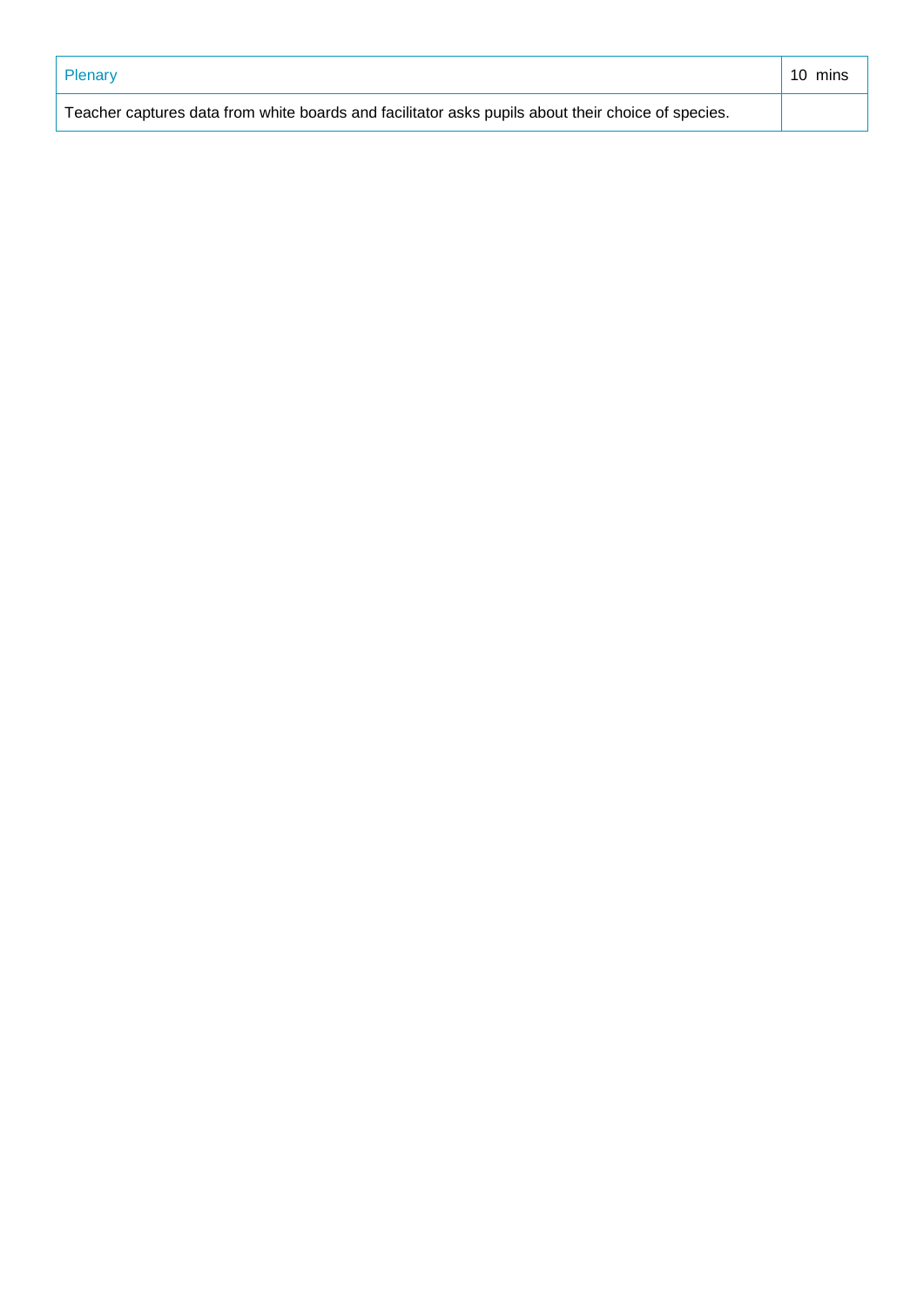| Plenary | 10 mins |
| --- | --- |
| Teacher captures data from white boards and facilitator asks pupils about their choice of species. | |